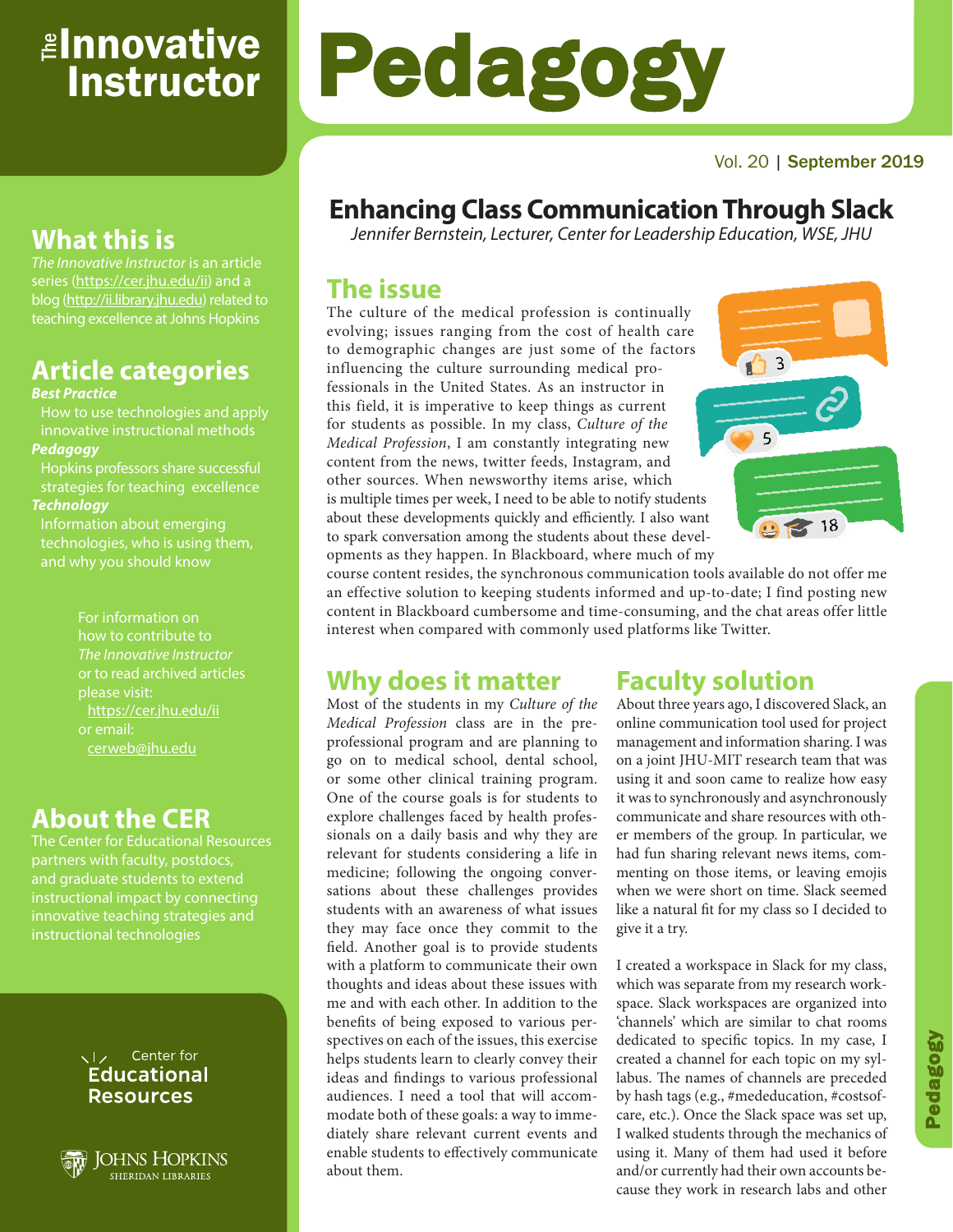# The Innovative Instructor

# Pedagogy

Vol. 20 | September 2019

## What this is

*The Innovative Instructor* is an article series (https://cer.jhu.edu/ii) and a blog (http://ii.library.jhu.edu) related to teaching excellence at Johns Hopkins

## Article categories

***Best Practice***

How to use technologies and apply innovative instructional methods

***Pedagogy***

Hopkins professors share successful strategies for teaching excellence

***Technology***

Information about emerging technologies, who is using them, and why you should know

For information on how to contribute to *The Innovative Instructor* or to read archived articles please visit: https://cer.jhu.edu/ii or email: cerweb@jhu.edu

## About the CER

The Center for Educational Resources partners with faculty, postdocs, and graduate students to extend instructional impact by connecting innovative teaching strategies and instructional technologies

Center for Educational Resources

Johns Hopkins Sheridan Libraries

# Enhancing Class Communication Through Slack

*Jennifer Bernstein, Lecturer, Center for Leadership Education, WSE, JHU*

## The issue

The culture of the medical profession is continually evolving; issues ranging from the cost of health care to demographic changes are just some of the factors influencing the culture surrounding medical professionals in the United States. As an instructor in this field, it is imperative to keep things as current for students as possible. In my class, *Culture of the Medical Profession*, I am constantly integrating new content from the news, twitter feeds, Instagram, and other sources. When newsworthy items arise, which is multiple times per week, I need to be able to notify students about these developments quickly and efficiently. I also want to spark conversation among the students about these developments as they happen. In Blackboard, where much of my course content resides, the synchronous communication tools available do not offer me an effective solution to keeping students informed and up-to-date; I find posting new content in Blackboard cumbersome and time-consuming, and the chat areas offer little interest when compared with commonly used platforms like Twitter.

## Why does it matter

Most of the students in my *Culture of the Medical Profession* class are in the pre-professional program and are planning to go on to medical school, dental school, or some other clinical training program. One of the course goals is for students to explore challenges faced by health professionals on a daily basis and why they are relevant for students considering a life in medicine; following the ongoing conversations about these challenges provides students with an awareness of what issues they may face once they commit to the field. Another goal is to provide students with a platform to communicate their own thoughts and ideas about these issues with me and with each other. In addition to the benefits of being exposed to various perspectives on each of the issues, this exercise helps students learn to clearly convey their ideas and findings to various professional audiences. I need a tool that will accommodate both of these goals: a way to immediately share relevant current events and enable students to effectively communicate about them.

## Faculty solution

About three years ago, I discovered Slack, an online communication tool used for project management and information sharing. I was on a joint JHU-MIT research team that was using it and soon came to realize how easy it was to synchronously and asynchronously communicate and share resources with other members of the group. In particular, we had fun sharing relevant news items, commenting on those items, or leaving emojis when we were short on time. Slack seemed like a natural fit for my class so I decided to give it a try.

I created a workspace in Slack for my class, which was separate from my research workspace. Slack workspaces are organized into 'channels' which are similar to chat rooms dedicated to specific topics. In my case, I created a channel for each topic on my syllabus. The names of channels are preceded by hash tags (e.g., #mededucation, #costsofcare, etc.). Once the Slack space was set up, I walked students through the mechanics of using it. Many of them had used it before and/or currently had their own accounts because they work in research labs and other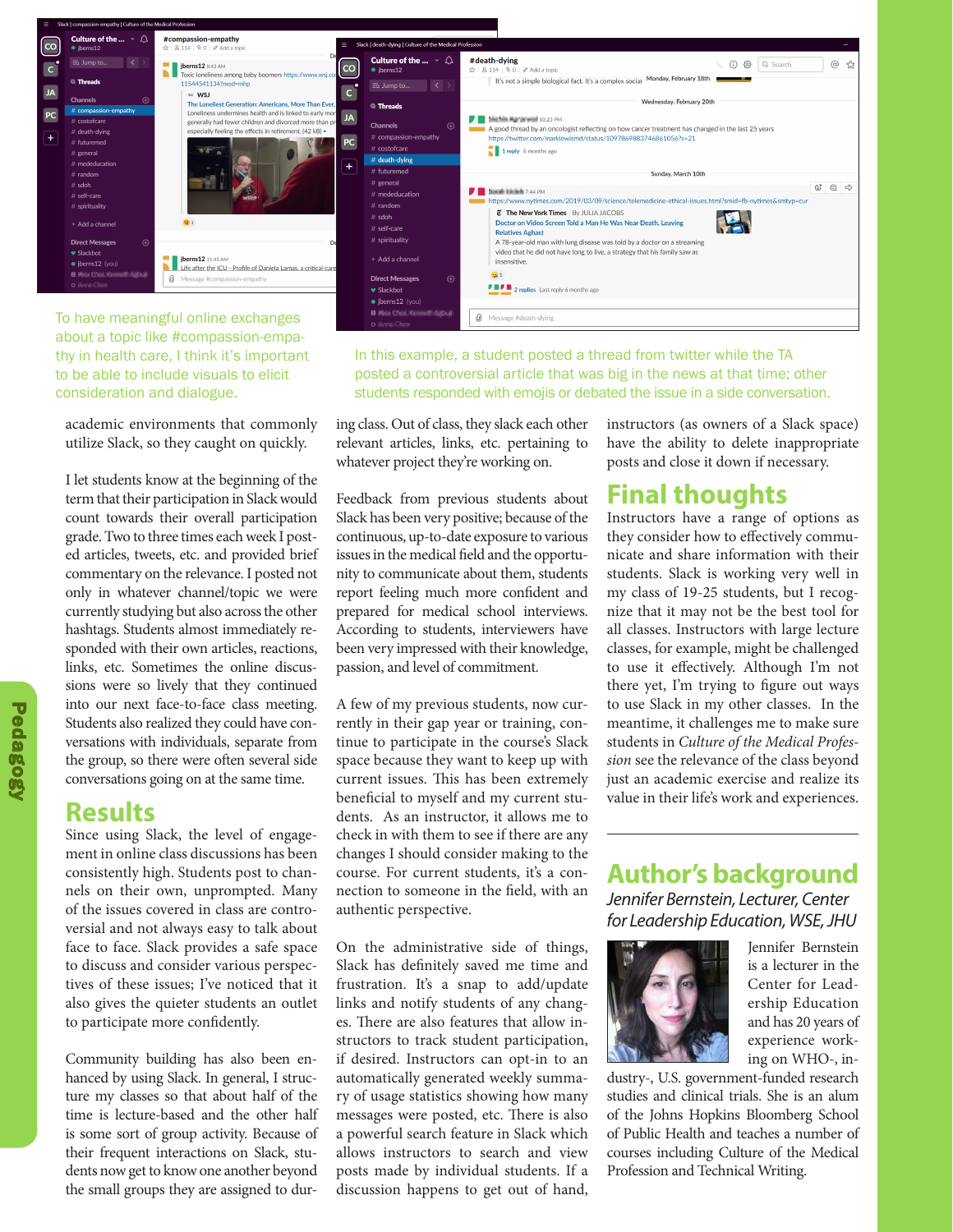To have meaningful online exchanges about a topic like #compassion-empathy in health care, I think it's important to be able to include visuals to elicit consideration and dialogue.

In this example, a student posted a thread from twitter while the TA posted a controversial article that was big in the news at that time; other students responded with emojis or debated the issue in a side conversation.

academic environments that commonly utilize Slack, so they caught on quickly.

I let students know at the beginning of the term that their participation in Slack would count towards their overall participation grade. Two to three times each week I posted articles, tweets, etc. and provided brief commentary on the relevance. I posted not only in whatever channel/topic we were currently studying but also across the other hashtags. Students almost immediately responded with their own articles, reactions, links, etc. Sometimes the online discussions were so lively that they continued into our next face-to-face class meeting. Students also realized they could have conversations with individuals, separate from the group, so there were often several side conversations going on at the same time.

## Results

Since using Slack, the level of engagement in online class discussions has been consistently high. Students post to channels on their own, unprompted. Many of the issues covered in class are controversial and not always easy to talk about face to face. Slack provides a safe space to discuss and consider various perspectives of these issues; I've noticed that it also gives the quieter students an outlet to participate more confidently.

Community building has also been enhanced by using Slack. In general, I structure my classes so that about half of the time is lecture-based and the other half is some sort of group activity. Because of their frequent interactions on Slack, students now get to know one another beyond the small groups they are assigned to during class. Out of class, they slack each other relevant articles, links, etc. pertaining to whatever project they're working on.

Feedback from previous students about Slack has been very positive; because of the continuous, up-to-date exposure to various issues in the medical field and the opportunity to communicate about them, students report feeling much more confident and prepared for medical school interviews. According to students, interviewers have been very impressed with their knowledge, passion, and level of commitment.

A few of my previous students, now currently in their gap year or training, continue to participate in the course's Slack space because they want to keep up with current issues. This has been extremely beneficial to myself and my current students. As an instructor, it allows me to check in with them to see if there are any changes I should consider making to the course. For current students, it's a connection to someone in the field, with an authentic perspective.

On the administrative side of things, Slack has definitely saved me time and frustration. It's a snap to add/update links and notify students of any changes. There are also features that allow instructors to track student participation, if desired. Instructors can opt-in to an automatically generated weekly summary of usage statistics showing how many messages were posted, etc. There is also a powerful search feature in Slack which allows instructors to search and view posts made by individual students. If a discussion happens to get out of hand, instructors (as owners of a Slack space) have the ability to delete inappropriate posts and close it down if necessary.

## Final thoughts

Instructors have a range of options as they consider how to effectively communicate and share information with their students. Slack is working very well in my class of 19-25 students, but I recognize that it may not be the best tool for all classes. Instructors with large lecture classes, for example, might be challenged to use it effectively. Although I'm not there yet, I'm trying to figure out ways to use Slack in my other classes. In the meantime, it challenges me to make sure students in *Culture of the Medical Profession* see the relevance of the class beyond just an academic exercise and realize its value in their life's work and experiences.

## Author's background

*Jennifer Bernstein, Lecturer, Center for Leadership Education, WSE, JHU*

Jennifer Bernstein is a lecturer in the Center for Leadership Education and has 20 years of experience working on WHO-, industry-, U.S. government-funded research studies and clinical trials. She is an alum of the Johns Hopkins Bloomberg School of Public Health and teaches a number of courses including Culture of the Medical Profession and Technical Writing.